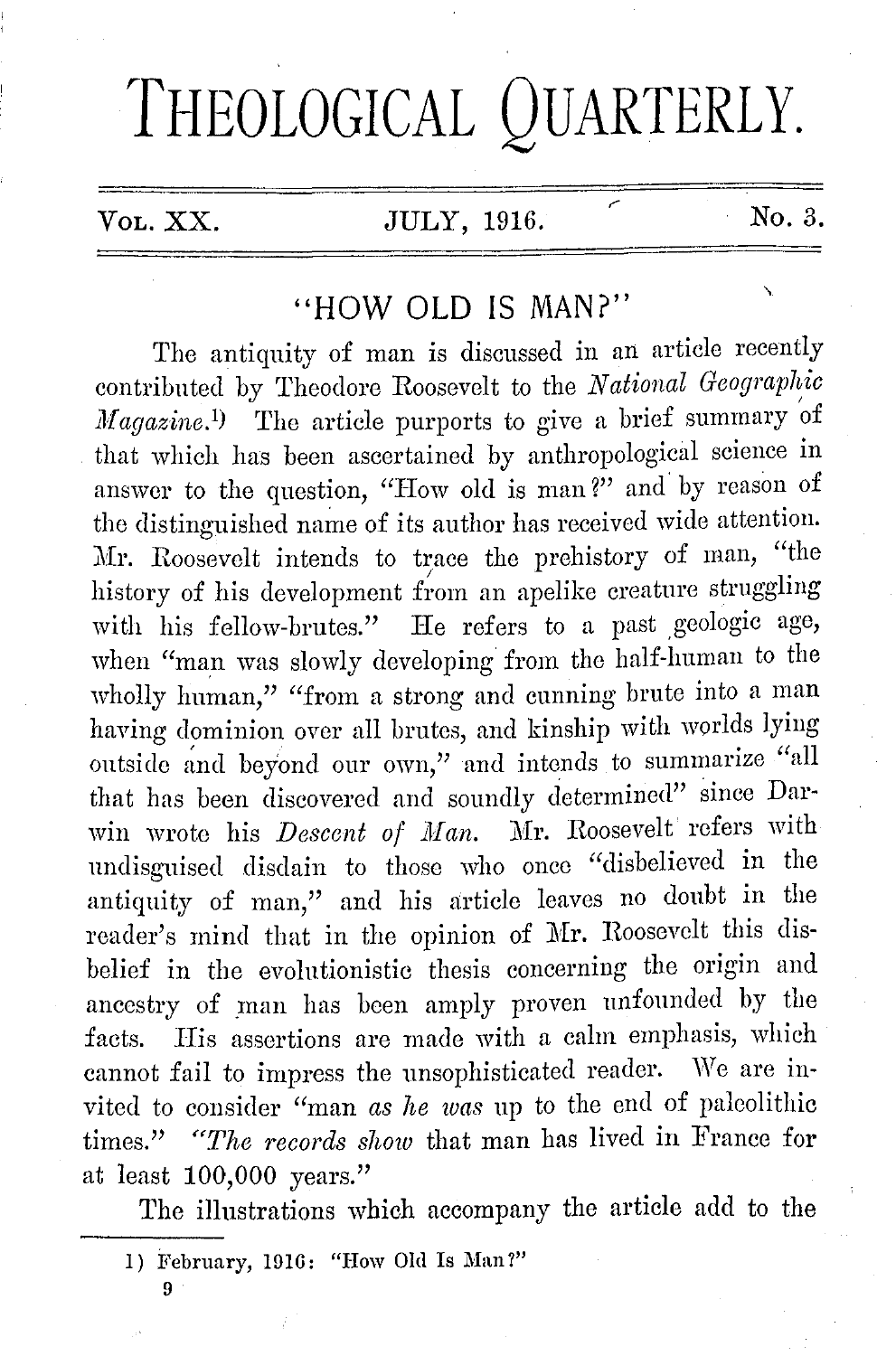# THEOLOGICAL QUARTERLY.

Vol. XX. JULY, 1916. No. 3.

## "HOW OLD IS MAN?"

The antiquity of man is discussed in an article recently contributed by Theodore Roosevelt to the *National Geographic Magazine*.[1] The article purports to give a brief summary of that which has been ascertained by anthropological science in answer to the question, "How old is man?" and by reason of the distinguished name of its author has received wide attention. Mr. Roosevelt intends to trace the prehistory of man, "the history of his development from an apelike creature struggling with his fellow-brutes." He refers to a past geologic age, when "man was slowly developing from the half-human to the wholly human," "from a strong and cunning brute into a man having dominion over all brutes, and kinship with worlds lying outside and beyond our own," and intends to summarize "all that has been discovered and soundly determined" since Darwin wrote his *Descent of Man*. Mr. Roosevelt refers with undisguised disdain to those who once "disbelieved in the antiquity of man," and his article leaves no doubt in the reader's mind that in the opinion of Mr. Roosevelt this disbelief in the evolutionistic thesis concerning the origin and ancestry of man has been amply proven unfounded by the facts. His assertions are made with a calm emphasis, which cannot fail to impress the unsophisticated reader. We are invited to consider "man *as he was* up to the end of paleolithic times." "*The records show* that man has lived in France for at least 100,000 years."

The illustrations which accompany the article add to the

---

1) February, 1916: "How Old Is Man?"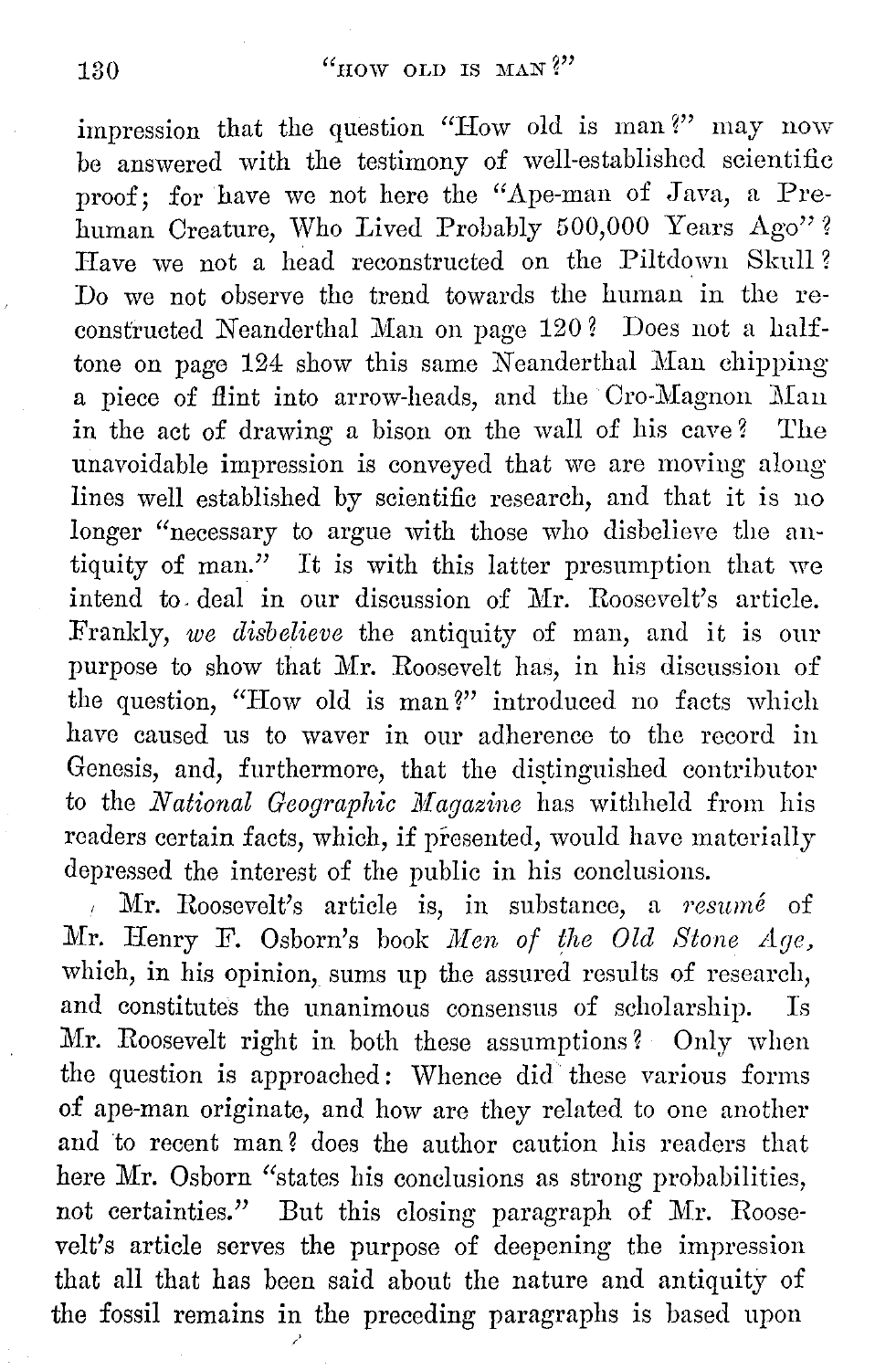impression that the question "How old is man?" may now be answered with the testimony of well-established scientific proof; for have we not here the "Ape-man of Java, a Prehuman Creature, Who Lived Probably 500,000 Years Ago"? Have we not a head reconstructed on the Piltdown Skull? Do we not observe the trend towards the human in the reconstructed Neanderthal Man on page 120? Does not a halftone on page 124 show this same Neanderthal Man chipping a piece of flint into arrow-heads, and the Cro-Magnon Man in the act of drawing a bison on the wall of his cave? The unavoidable impression is conveyed that we are moving along lines well established by scientific research, and that it is no longer "necessary to argue with those who disbelieve the antiquity of man." It is with this latter presumption that we intend to deal in our discussion of Mr. Roosevelt's article. Frankly, *we disbelieve* the antiquity of man, and it is our purpose to show that Mr. Roosevelt has, in his discussion of the question, "How old is man?" introduced no facts which have caused us to waver in our adherence to the record in Genesis, and, furthermore, that the distinguished contributor to the *National Geographic Magazine* has withheld from his readers certain facts, which, if presented, would have materially depressed the interest of the public in his conclusions.

Mr. Roosevelt's article is, in substance, a *resumé* of Mr. Henry F. Osborn's book *Men of the Old Stone Age*, which, in his opinion, sums up the assured results of research, and constitutes the unanimous consensus of scholarship. Is Mr. Roosevelt right in both these assumptions? Only when the question is approached: Whence did these various forms of ape-man originate, and how are they related to one another and to recent man? does the author caution his readers that here Mr. Osborn "states his conclusions as strong probabilities, not certainties." But this closing paragraph of Mr. Roosevelt's article serves the purpose of deepening the impression that all that has been said about the nature and antiquity of the fossil remains in the preceding paragraphs is based upon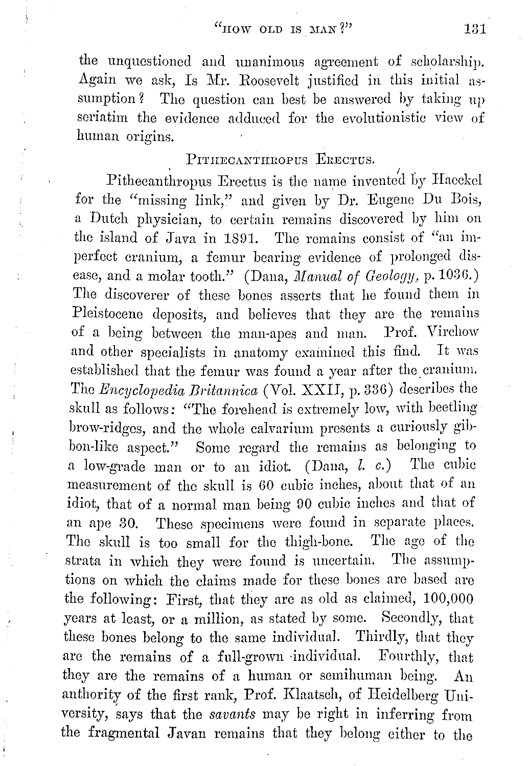the unquestioned and unanimous agreement of scholarship. Again we ask, Is Mr. Roosevelt justified in this initial assumption? The question can best be answered by taking up seriatim the evidence adduced for the evolutionistic view of human origins.

## Pithecanthropus Erectus.

Pithecanthropus Erectus is the name invented by Haeckel for the "missing link," and given by Dr. Eugene Du Bois, a Dutch physician, to certain remains discovered by him on the island of Java in 1891. The remains consist of "an imperfect cranium, a femur bearing evidence of prolonged disease, and a molar tooth." (Dana, *Manual of Geology*, p. 1036.) The discoverer of these bones asserts that he found them in Pleistocene deposits, and believes that they are the remains of a being between the man-apes and man. Prof. Virchow and other specialists in anatomy examined this find. It was established that the femur was found a year after the cranium. The *Encyclopedia Britannica* (Vol. XXII, p. 336) describes the skull as follows: "The forehead is extremely low, with beetling brow-ridges, and the whole calvarium presents a curiously gibbon-like aspect." Some regard the remains as belonging to a low-grade man or to an idiot. (Dana, *l. c.*) The cubic measurement of the skull is 60 cubic inches, about that of an idiot, that of a normal man being 90 cubic inches and that of an ape 30. These specimens were found in separate places. The skull is too small for the thigh-bone. The age of the strata in which they were found is uncertain. The assumptions on which the claims made for these bones are based are the following: First, that they are as old as claimed, 100,000 years at least, or a million, as stated by some. Secondly, that these bones belong to the same individual. Thirdly, that they are the remains of a full-grown individual. Fourthly, that they are the remains of a human or semihuman being. An authority of the first rank, Prof. Klaatsch, of Heidelberg University, says that the *savants* may be right in inferring from the fragmental Javan remains that they belong either to the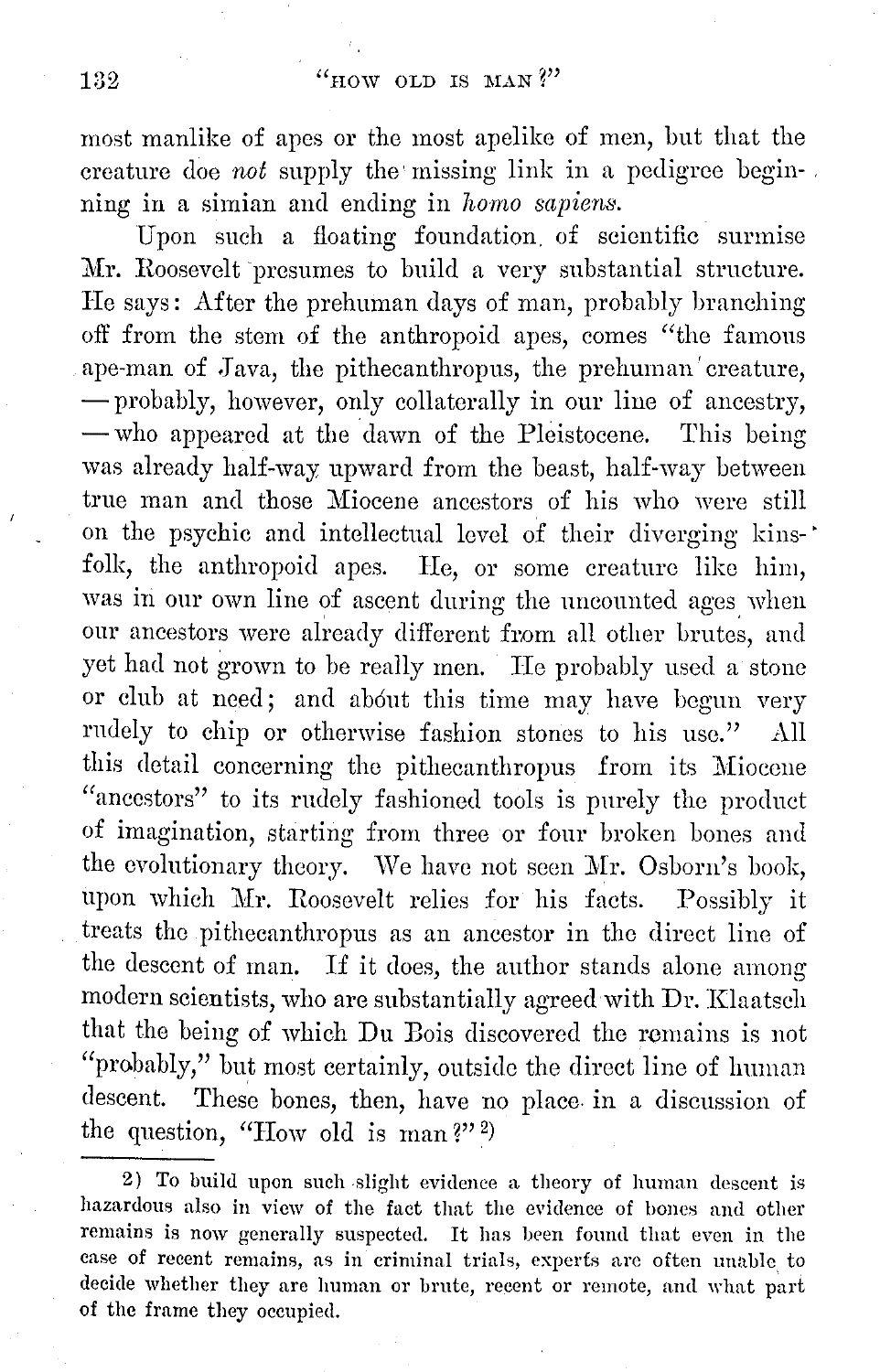most manlike of apes or the most apelike of men, but that the creature doe *not* supply the missing link in a pedigree beginning in a simian and ending in *homo sapiens*.

Upon such a floating foundation of scientific surmise Mr. Roosevelt presumes to build a very substantial structure. He says: After the prehuman days of man, probably branching off from the stem of the anthropoid apes, comes "the famous ape-man of Java, the pithecanthropus, the prehuman creature, — probably, however, only collaterally in our line of ancestry, — who appeared at the dawn of the Pleistocene. This being was already half-way upward from the beast, half-way between true man and those Miocene ancestors of his who were still on the psychic and intellectual level of their diverging kinsfolk, the anthropoid apes. He, or some creature like him, was in our own line of ascent during the uncounted ages when our ancestors were already different from all other brutes, and yet had not grown to be really men. He probably used a stone or club at need; and about this time may have begun very rudely to chip or otherwise fashion stones to his use." All this detail concerning the pithecanthropus from its Miocene "ancestors" to its rudely fashioned tools is purely the product of imagination, starting from three or four broken bones and the evolutionary theory. We have not seen Mr. Osborn's book, upon which Mr. Roosevelt relies for his facts. Possibly it treats the pithecanthropus as an ancestor in the direct line of the descent of man. If it does, the author stands alone among modern scientists, who are substantially agreed with Dr. Klaatsch that the being of which Du Bois discovered the remains is not "probably," but most certainly, outside the direct line of human descent. These bones, then, have no place in a discussion of the question, "How old is man?"[2)]

[2)] To build upon such slight evidence a theory of human descent is hazardous also in view of the fact that the evidence of bones and other remains is now generally suspected. It has been found that even in the case of recent remains, as in criminal trials, experts are often unable to decide whether they are human or brute, recent or remote, and what part of the frame they occupied.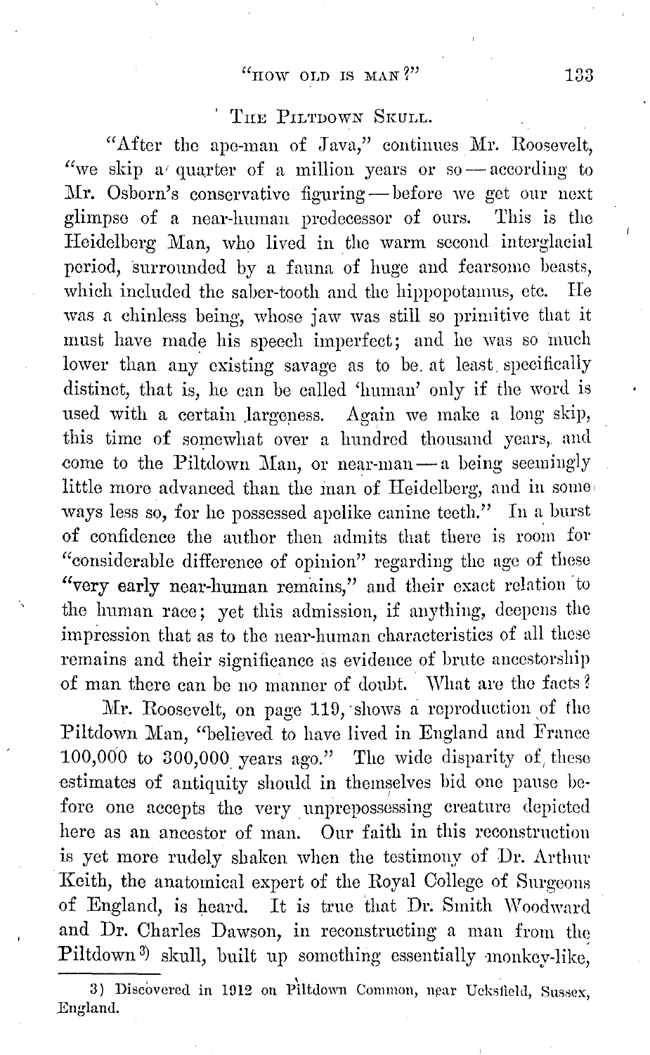## The Piltdown Skull.

"After the ape-man of Java," continues Mr. Roosevelt, "we skip a quarter of a million years or so — according to Mr. Osborn's conservative figuring — before we get our next glimpse of a near-human predecessor of ours. This is the Heidelberg Man, who lived in the warm second interglacial period, surrounded by a fauna of huge and fearsome beasts, which included the saber-tooth and the hippopotamus, etc. He was a chinless being, whose jaw was still so primitive that it must have made his speech imperfect; and he was so much lower than any existing savage as to be at least specifically distinct, that is, he can be called 'human' only if the word is used with a certain largeness. Again we make a long skip, this time of somewhat over a hundred thousand years, and come to the Piltdown Man, or near-man — a being seemingly little more advanced than the man of Heidelberg, and in some ways less so, for he possessed apelike canine teeth." In a burst of confidence the author then admits that there is room for "considerable difference of opinion" regarding the age of these "very early near-human remains," and their exact relation to the human race; yet this admission, if anything, deepens the impression that as to the near-human characteristics of all these remains and their significance as evidence of brute ancestorship of man there can be no manner of doubt. What are the facts?

Mr. Roosevelt, on page 119, shows a reproduction of the Piltdown Man, "believed to have lived in England and France 100,000 to 300,000 years ago." The wide disparity of these estimates of antiquity should in themselves bid one pause before one accepts the very unprepossessing creature depicted here as an ancestor of man. Our faith in this reconstruction is yet more rudely shaken when the testimony of Dr. Arthur Keith, the anatomical expert of the Royal College of Surgeons of England, is heard. It is true that Dr. Smith Woodward and Dr. Charles Dawson, in reconstructing a man from the Piltdown[3] skull, built up something essentially monkey-like,

---

3) Discovered in 1912 on Piltdown Common, near Uckfield, Sussex, England.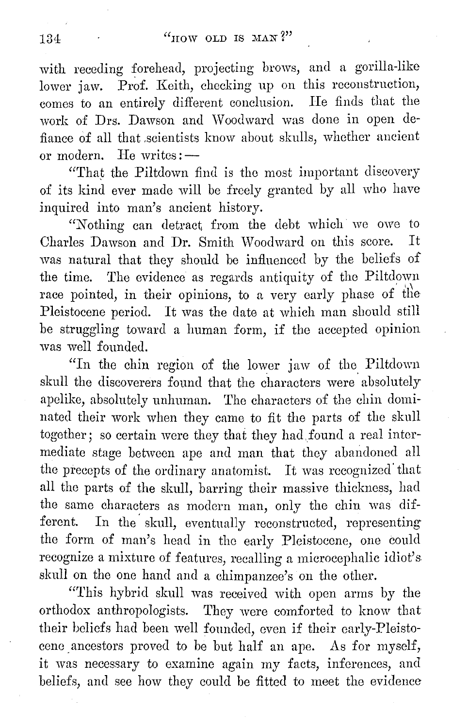with receding forehead, projecting brows, and a gorilla-like lower jaw. Prof. Keith, checking up on this reconstruction, comes to an entirely different conclusion. He finds that the work of Drs. Dawson and Woodward was done in open defiance of all that scientists know about skulls, whether ancient or modern. He writes: —

"That the Piltdown find is the most important discovery of its kind ever made will be freely granted by all who have inquired into man's ancient history.

"Nothing can detract from the debt which we owe to Charles Dawson and Dr. Smith Woodward on this score. It was natural that they should be influenced by the beliefs of the time. The evidence as regards antiquity of the Piltdown race pointed, in their opinions, to a very early phase of the Pleistocene period. It was the date at which man should still be struggling toward a human form, if the accepted opinion was well founded.

"In the chin region of the lower jaw of the Piltdown skull the discoverers found that the characters were absolutely apelike, absolutely unhuman. The characters of the chin dominated their work when they came to fit the parts of the skull together; so certain were they that they had found a real intermediate stage between ape and man that they abandoned all the precepts of the ordinary anatomist. It was recognized that all the parts of the skull, barring their massive thickness, had the same characters as modern man, only the chin was different. In the skull, eventually reconstructed, representing the form of man's head in the early Pleistocene, one could recognize a mixture of features, recalling a microcephalic idiot's skull on the one hand and a chimpanzee's on the other.

"This hybrid skull was received with open arms by the orthodox anthropologists. They were comforted to know that their beliefs had been well founded, even if their early-Pleistocene ancestors proved to be but half an ape. As for myself, it was necessary to examine again my facts, inferences, and beliefs, and see how they could be fitted to meet the evidence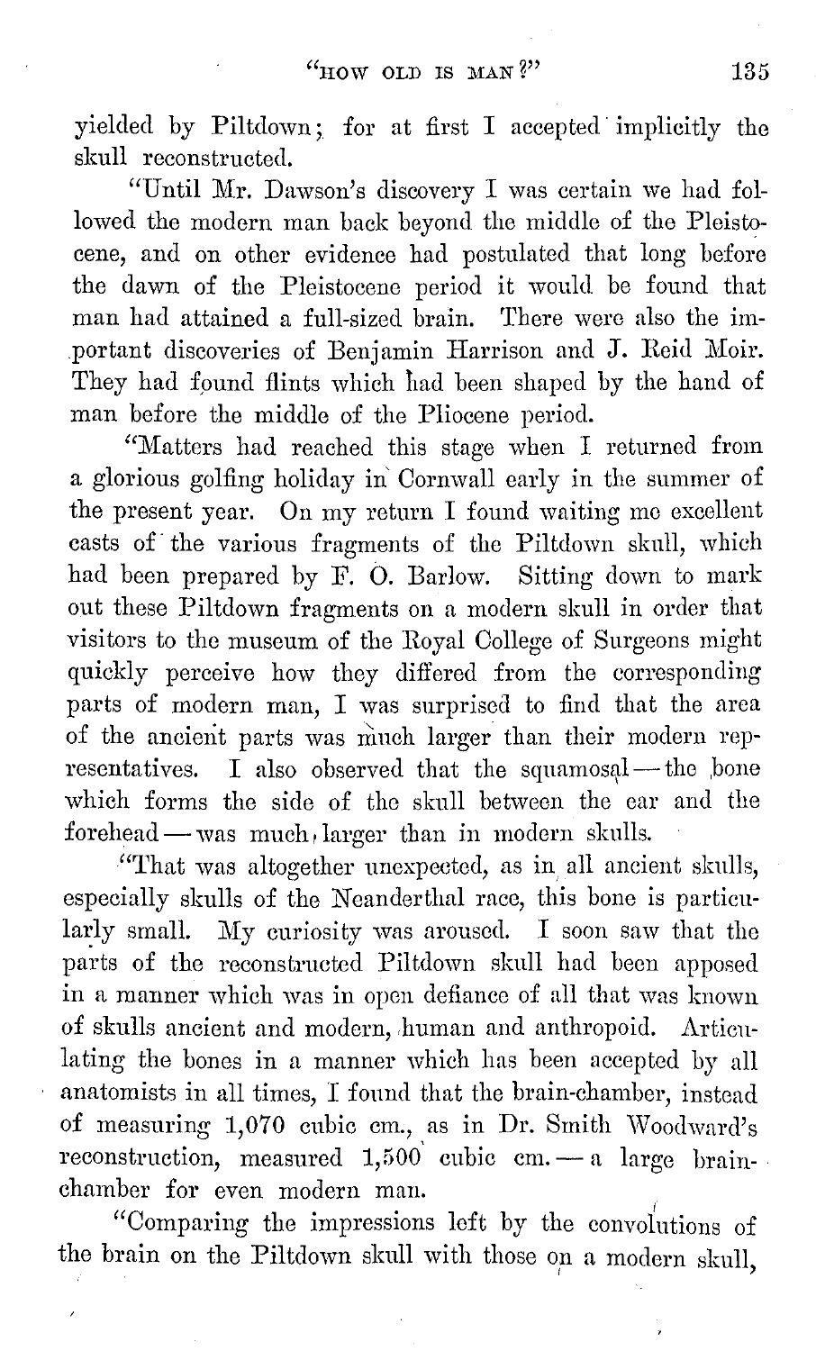yielded by Piltdown; for at first I accepted implicitly the skull reconstructed.

"Until Mr. Dawson's discovery I was certain we had followed the modern man back beyond the middle of the Pleistocene, and on other evidence had postulated that long before the dawn of the Pleistocene period it would be found that man had attained a full-sized brain. There were also the important discoveries of Benjamin Harrison and J. Reid Moir. They had found flints which had been shaped by the hand of man before the middle of the Pliocene period.

"Matters had reached this stage when I returned from a glorious golfing holiday in Cornwall early in the summer of the present year. On my return I found waiting me excellent casts of the various fragments of the Piltdown skull, which had been prepared by F. O. Barlow. Sitting down to mark out these Piltdown fragments on a modern skull in order that visitors to the museum of the Royal College of Surgeons might quickly perceive how they differed from the corresponding parts of modern man, I was surprised to find that the area of the ancient parts was much larger than their modern representatives. I also observed that the squamosal — the bone which forms the side of the skull between the ear and the forehead — was much larger than in modern skulls.

"That was altogether unexpected, as in all ancient skulls, especially skulls of the Neanderthal race, this bone is particularly small. My curiosity was aroused. I soon saw that the parts of the reconstructed Piltdown skull had been apposed in a manner which was in open defiance of all that was known of skulls ancient and modern, human and anthropoid. Articulating the bones in a manner which has been accepted by all anatomists in all times, I found that the brain-chamber, instead of measuring 1,070 cubic cm., as in Dr. Smith Woodward's reconstruction, measured 1,500 cubic cm. — a large brain-chamber for even modern man.

"Comparing the impressions left by the convolutions of the brain on the Piltdown skull with those on a modern skull,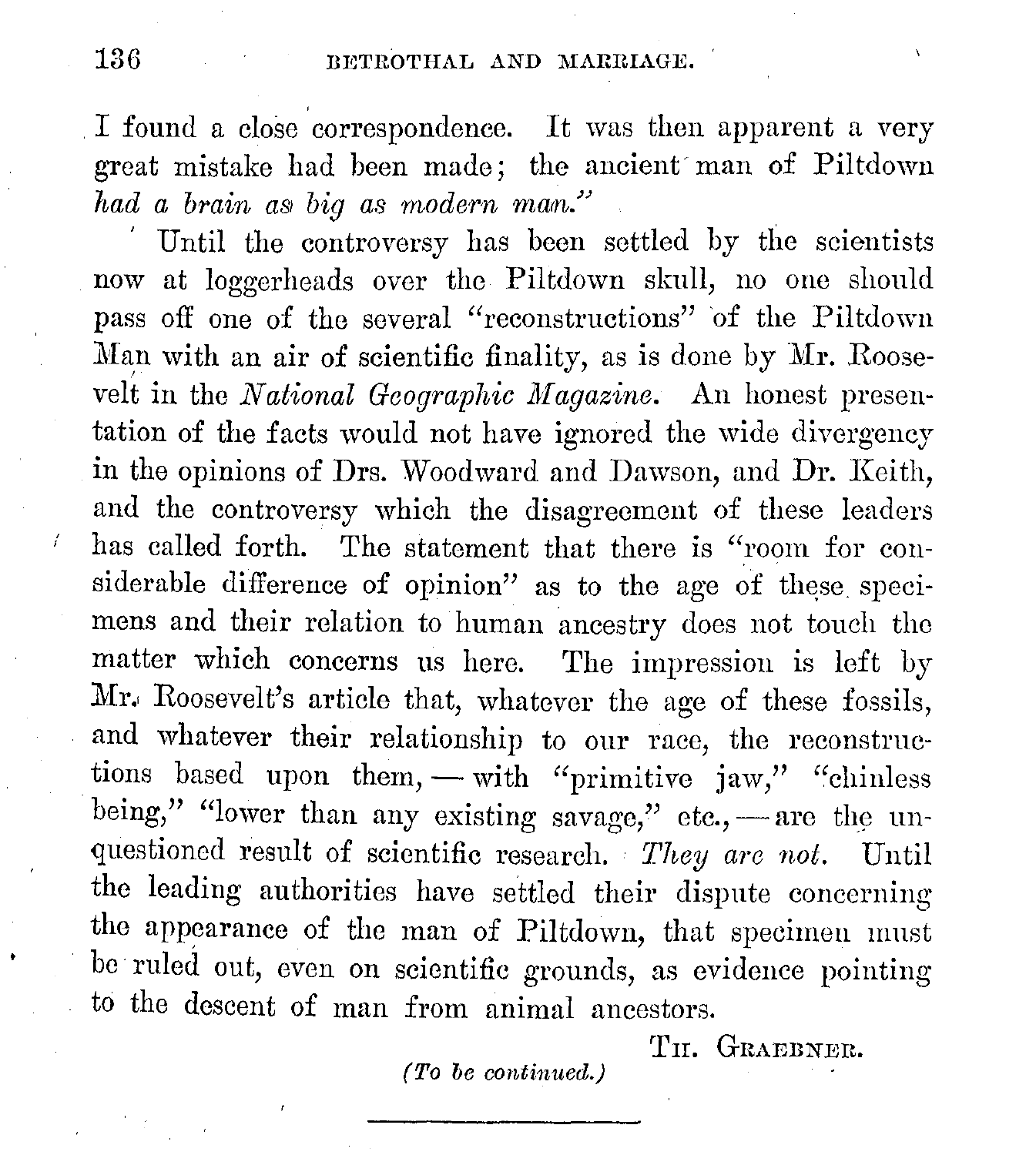I found a close correspondence. It was then apparent a very great mistake had been made; the ancient man of Piltdown *had a brain as big as modern man.*"

Until the controversy has been settled by the scientists now at loggerheads over the Piltdown skull, no one should pass off one of the several "reconstructions" of the Piltdown Man with an air of scientific finality, as is done by Mr. Roosevelt in the *National Geographic Magazine.* An honest presentation of the facts would not have ignored the wide divergency in the opinions of Drs. Woodward and Dawson, and Dr. Keith, and the controversy which the disagreement of these leaders has called forth. The statement that there is "room for considerable difference of opinion" as to the age of these specimens and their relation to human ancestry does not touch the matter which concerns us here. The impression is left by Mr. Roosevelt's article that, whatever the age of these fossils, and whatever their relationship to our race, the reconstructions based upon them, — with "primitive jaw," "chinless being," "lower than any existing savage," etc., — are the unquestioned result of scientific research. *They are not.* Until the leading authorities have settled their dispute concerning the appearance of the man of Piltdown, that specimen must be ruled out, even on scientific grounds, as evidence pointing to the descent of man from animal ancestors.

TH. GRAEBNER.

*(To be continued.)*